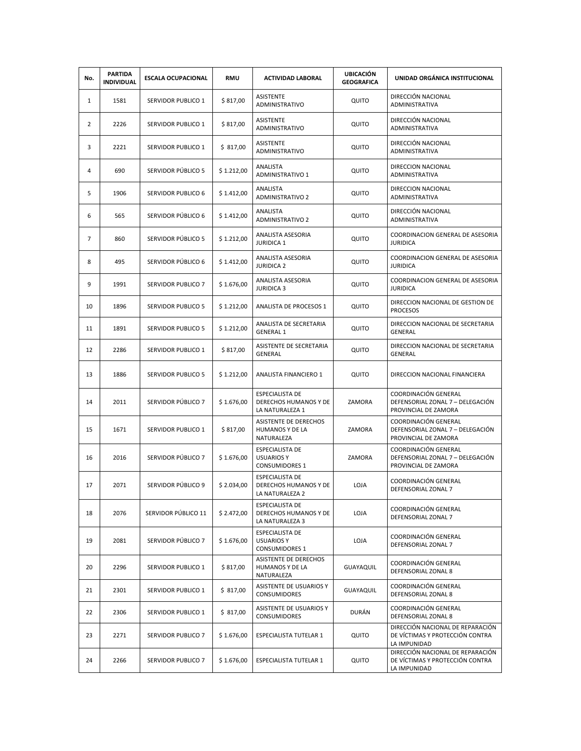| No. | PARTIDA INDIVIDUAL | ESCALA OCUPACIONAL | RMU | ACTIVIDAD LABORAL | UBICACIÓN GEOGRAFICA | UNIDAD ORGÁNICA INSTITUCIONAL |
|---|---|---|---|---|---|---|
| 1 | 1581 | SERVIDOR PUBLICO 1 | $ 817,00 | ASISTENTE ADMINISTRATIVO | QUITO | DIRECCIÓN NACIONAL ADMINISTRATIVA |
| 2 | 2226 | SERVIDOR PUBLICO 1 | $ 817,00 | ASISTENTE ADMINISTRATIVO | QUITO | DIRECCIÓN NACIONAL ADMINISTRATIVA |
| 3 | 2221 | SERVIDOR PUBLICO 1 | $ 817,00 | ASISTENTE ADMINISTRATIVO | QUITO | DIRECCIÓN NACIONAL ADMINISTRATIVA |
| 4 | 690 | SERVIDOR PÚBLICO 5 | $ 1.212,00 | ANALISTA ADMINISTRATIVO 1 | QUITO | DIRECCION NACIONAL ADMINISTRATIVA |
| 5 | 1906 | SERVIDOR PUBLICO 6 | $ 1.412,00 | ANALISTA ADMINISTRATIVO 2 | QUITO | DIRECCION NACIONAL ADMINISTRATIVA |
| 6 | 565 | SERVIDOR PÚBLICO 6 | $ 1.412,00 | ANALISTA ADMINISTRATIVO 2 | QUITO | DIRECCIÓN NACIONAL ADMINISTRATIVA |
| 7 | 860 | SERVIDOR PÚBLICO 5 | $ 1.212,00 | ANALISTA ASESORIA JURIDICA 1 | QUITO | COORDINACION GENERAL DE ASESORIA JURIDICA |
| 8 | 495 | SERVIDOR PÚBLICO 6 | $ 1.412,00 | ANALISTA ASESORIA JURIDICA 2 | QUITO | COORDINACION GENERAL DE ASESORIA JURIDICA |
| 9 | 1991 | SERVIDOR PUBLICO 7 | $ 1.676,00 | ANALISTA ASESORIA JURIDICA 3 | QUITO | COORDINACION GENERAL DE ASESORIA JURIDICA |
| 10 | 1896 | SERVIDOR PUBLICO 5 | $ 1.212,00 | ANALISTA DE PROCESOS 1 | QUITO | DIRECCION NACIONAL DE GESTION DE PROCESOS |
| 11 | 1891 | SERVIDOR PUBLICO 5 | $ 1.212,00 | ANALISTA DE SECRETARIA GENERAL 1 | QUITO | DIRECCION NACIONAL DE SECRETARIA GENERAL |
| 12 | 2286 | SERVIDOR PUBLICO 1 | $ 817,00 | ASISTENTE DE SECRETARIA GENERAL | QUITO | DIRECCION NACIONAL DE SECRETARIA GENERAL |
| 13 | 1886 | SERVIDOR PUBLICO 5 | $ 1.212,00 | ANALISTA FINANCIERO 1 | QUITO | DIRECCION NACIONAL FINANCIERA |
| 14 | 2011 | SERVIDOR PÚBLICO 7 | $ 1.676,00 | ESPECIALISTA DE DERECHOS HUMANOS Y DE LA NATURALEZA 1 | ZAMORA | COORDINACIÓN GENERAL DEFENSORIAL ZONAL 7 – DELEGACIÓN PROVINCIAL DE ZAMORA |
| 15 | 1671 | SERVIDOR PUBLICO 1 | $ 817,00 | ASISTENTE DE DERECHOS HUMANOS Y DE LA NATURALEZA | ZAMORA | COORDINACIÓN GENERAL DEFENSORIAL ZONAL 7 – DELEGACIÓN PROVINCIAL DE ZAMORA |
| 16 | 2016 | SERVIDOR PÚBLICO 7 | $ 1.676,00 | ESPECIALISTA DE USUARIOS Y CONSUMIDORES 1 | ZAMORA | COORDINACIÓN GENERAL DEFENSORIAL ZONAL 7 – DELEGACIÓN PROVINCIAL DE ZAMORA |
| 17 | 2071 | SERVIDOR PÚBLICO 9 | $ 2.034,00 | ESPECIALISTA DE DERECHOS HUMANOS Y DE LA NATURALEZA 2 | LOJA | COORDINACIÓN GENERAL DEFENSORIAL ZONAL 7 |
| 18 | 2076 | SERVIDOR PÚBLICO 11 | $ 2.472,00 | ESPECIALISTA DE DERECHOS HUMANOS Y DE LA NATURALEZA 3 | LOJA | COORDINACIÓN GENERAL DEFENSORIAL ZONAL 7 |
| 19 | 2081 | SERVIDOR PÚBLICO 7 | $ 1.676,00 | ESPECIALISTA DE USUARIOS Y CONSUMIDORES 1 | LOJA | COORDINACIÓN GENERAL DEFENSORIAL ZONAL 7 |
| 20 | 2296 | SERVIDOR PUBLICO 1 | $ 817,00 | ASISTENTE DE DERECHOS HUMANOS Y DE LA NATURALEZA | GUAYAQUIL | COORDINACIÓN GENERAL DEFENSORIAL ZONAL 8 |
| 21 | 2301 | SERVIDOR PUBLICO 1 | $ 817,00 | ASISTENTE DE USUARIOS Y CONSUMIDORES | GUAYAQUIL | COORDINACIÓN GENERAL DEFENSORIAL ZONAL 8 |
| 22 | 2306 | SERVIDOR PUBLICO 1 | $ 817,00 | ASISTENTE DE USUARIOS Y CONSUMIDORES | DURÁN | COORDINACIÓN GENERAL DEFENSORIAL ZONAL 8 |
| 23 | 2271 | SERVIDOR PUBLICO 7 | $ 1.676,00 | ESPECIALISTA TUTELAR 1 | QUITO | DIRECCIÓN NACIONAL DE REPARACIÓN DE VÍCTIMAS Y PROTECCIÓN CONTRA LA IMPUNIDAD |
| 24 | 2266 | SERVIDOR PUBLICO 7 | $ 1.676,00 | ESPECIALISTA TUTELAR 1 | QUITO | DIRECCIÓN NACIONAL DE REPARACIÓN DE VÍCTIMAS Y PROTECCIÓN CONTRA LA IMPUNIDAD |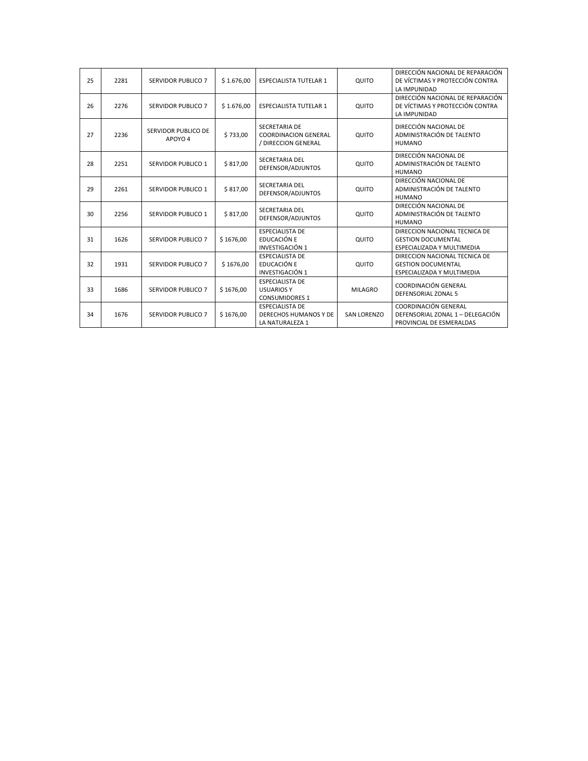| | | | | | | |
|---|---|---|---|---|---|---|
| 25 | 2281 | SERVIDOR PUBLICO 7 | $ 1.676,00 | ESPECIALISTA TUTELAR 1 | QUITO | DIRECCIÓN NACIONAL DE REPARACIÓN DE VÍCTIMAS Y PROTECCIÓN CONTRA LA IMPUNIDAD |
| 26 | 2276 | SERVIDOR PUBLICO 7 | $ 1.676,00 | ESPECIALISTA TUTELAR 1 | QUITO | DIRECCIÓN NACIONAL DE REPARACIÓN DE VÍCTIMAS Y PROTECCIÓN CONTRA LA IMPUNIDAD |
| 27 | 2236 | SERVIDOR PUBLICO DE APOYO 4 | $ 733,00 | SECRETARIA DE COORDINACION GENERAL / DIRECCION GENERAL | QUITO | DIRECCIÓN NACIONAL DE ADMINISTRACIÓN DE TALENTO HUMANO |
| 28 | 2251 | SERVIDOR PUBLICO 1 | $ 817,00 | SECRETARIA DEL DEFENSOR/ADJUNTOS | QUITO | DIRECCIÓN NACIONAL DE ADMINISTRACIÓN DE TALENTO HUMANO |
| 29 | 2261 | SERVIDOR PUBLICO 1 | $ 817,00 | SECRETARIA DEL DEFENSOR/ADJUNTOS | QUITO | DIRECCIÓN NACIONAL DE ADMINISTRACIÓN DE TALENTO HUMANO |
| 30 | 2256 | SERVIDOR PUBLICO 1 | $ 817,00 | SECRETARIA DEL DEFENSOR/ADJUNTOS | QUITO | DIRECCIÓN NACIONAL DE ADMINISTRACIÓN DE TALENTO HUMANO |
| 31 | 1626 | SERVIDOR PUBLICO 7 | $ 1676,00 | ESPECIALISTA DE EDUCACIÓN E INVESTIGACIÓN 1 | QUITO | DIRECCION NACIONAL TECNICA DE GESTION DOCUMENTAL ESPECIALIZADA Y MULTIMEDIA |
| 32 | 1931 | SERVIDOR PUBLICO 7 | $ 1676,00 | ESPECIALISTA DE EDUCACIÓN E INVESTIGACIÓN 1 | QUITO | DIRECCION NACIONAL TECNICA DE GESTION DOCUMENTAL ESPECIALIZADA Y MULTIMEDIA |
| 33 | 1686 | SERVIDOR PUBLICO 7 | $ 1676,00 | ESPECIALISTA DE USUARIOS Y CONSUMIDORES 1 | MILAGRO | COORDINACIÓN GENERAL DEFENSORIAL ZONAL 5 |
| 34 | 1676 | SERVIDOR PUBLICO 7 | $ 1676,00 | ESPECIALISTA DE DERECHOS HUMANOS Y DE LA NATURALEZA 1 | SAN LORENZO | COORDINACIÓN GENERAL DEFENSORIAL ZONAL 1 – DELEGACIÓN PROVINCIAL DE ESMERALDAS |